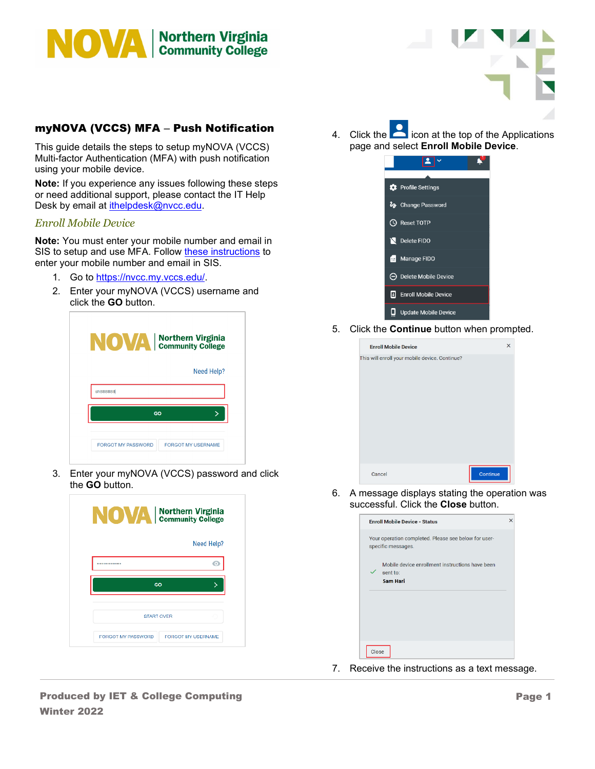# myNOVA (VCCS) MFA – Push Notification

This guide details the steps to setup myNOVA (VCCS) Multi-factor Authentication (MFA) with push notification using your mobile device.

**Note:** If you experience any issues following these steps or need additional support, please contact the IT Help Desk by email at ithelpdesk@nvcc.edu.

## *Enroll Mobile Device*

**Note:** You must enter your mobile number and email in SIS to setup and use MFA. Follow these instructions to enter your mobile number and email in SIS.

1. Go to https://nvcc.my.vccs.edu/.
2. Enter your myNOVA (VCCS) username and click the **GO** button.
3. Enter your myNOVA (VCCS) password and click the **GO** button.
4. Click the icon at the top of the Applications page and select **Enroll Mobile Device**.
5. Click the **Continue** button when prompted.
6. A message displays stating the operation was successful. Click the **Close** button.
7. Receive the instructions as a text message.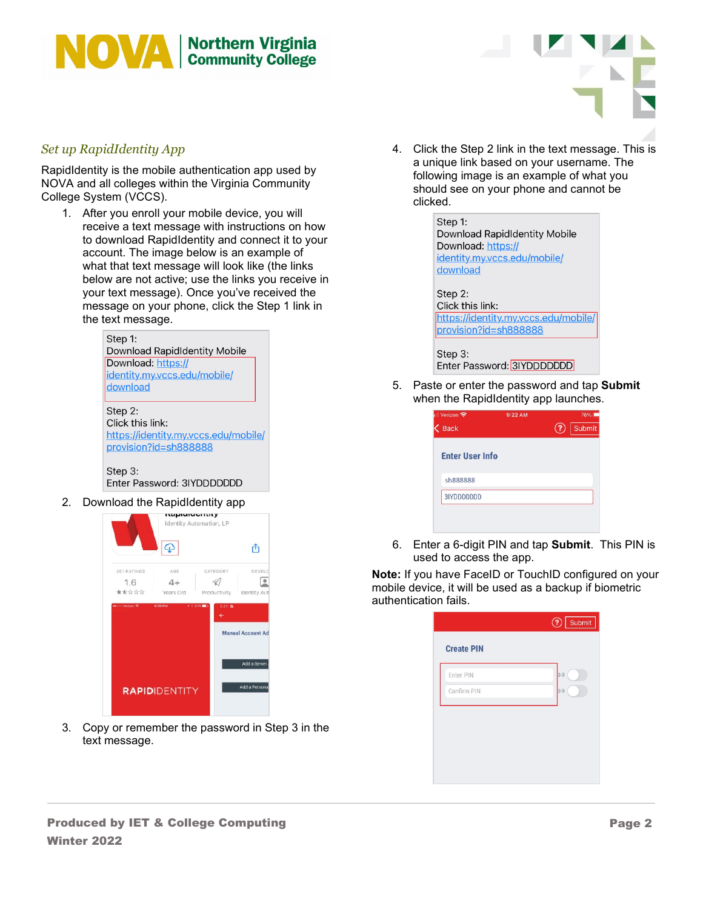## *Set up RapidIdentity App*

RapidIdentity is the mobile authentication app used by NOVA and all colleges within the Virginia Community College System (VCCS).

1. After you enroll your mobile device, you will receive a text message with instructions on how to download RapidIdentity and connect it to your account. The image below is an example of what that text message will look like (the links below are not active; use the links you receive in your text message). Once you've received the message on your phone, click the Step 1 link in the text message.

   Step 1:
   Download RapidIdentity Mobile
   Download: https://identity.my.vccs.edu/mobile/download

   Step 2:
   Click this link:
   https://identity.my.vccs.edu/mobile/provision?id=sh888888

   Step 3:
   Enter Password: 3IYDDDDDDD

2. Download the RapidIdentity app

3. Copy or remember the password in Step 3 in the text message.

4. Click the Step 2 link in the text message. This is a unique link based on your username. The following image is an example of what you should see on your phone and cannot be clicked.

   Step 1:
   Download RapidIdentity Mobile
   Download: https://identity.my.vccs.edu/mobile/download

   Step 2:
   Click this link:
   https://identity.my.vccs.edu/mobile/provision?id=sh888888

   Step 3:
   Enter Password: 3IYDDDDDDD

5. Paste or enter the password and tap **Submit** when the RapidIdentity app launches.

6. Enter a 6-digit PIN and tap **Submit**. This PIN is used to access the app.

**Note:** If you have FaceID or TouchID configured on your mobile device, it will be used as a backup if biometric authentication fails.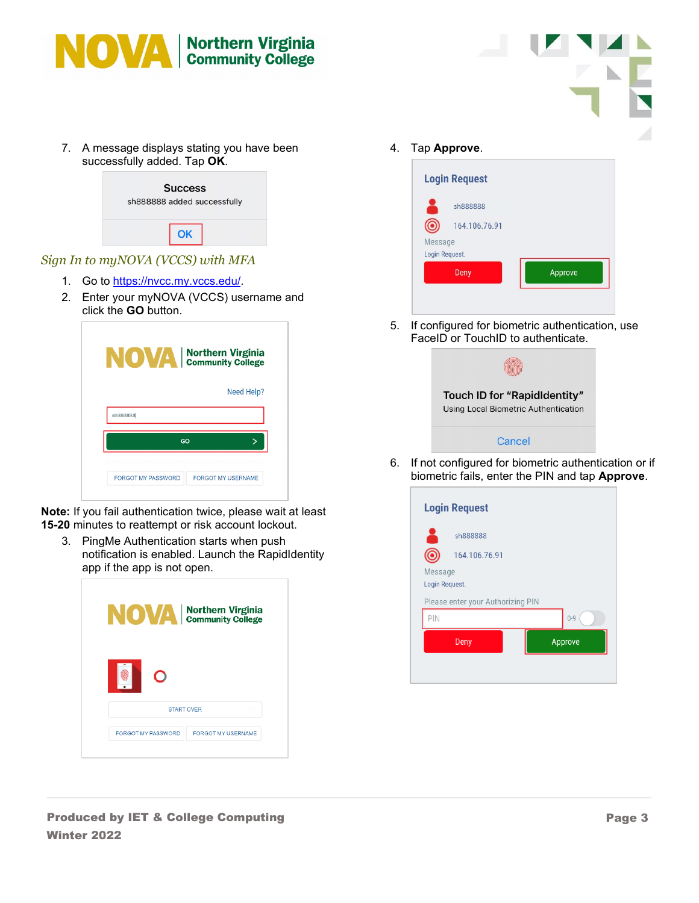7. A message displays stating you have been successfully added. Tap **OK**.

### *Sign In to myNOVA (VCCS) with MFA*

1. Go to https://nvcc.my.vccs.edu/.
2. Enter your myNOVA (VCCS) username and click the **GO** button.

**Note:** If you fail authentication twice, please wait at least **15-20** minutes to reattempt or risk account lockout.

3. PingMe Authentication starts when push notification is enabled. Launch the RapidIdentity app if the app is not open.
4. Tap **Approve**.
5. If configured for biometric authentication, use FaceID or TouchID to authenticate.
6. If not configured for biometric authentication or if biometric fails, enter the PIN and tap **Approve**.

**Produced by IET & College Computing**
**Winter 2022**